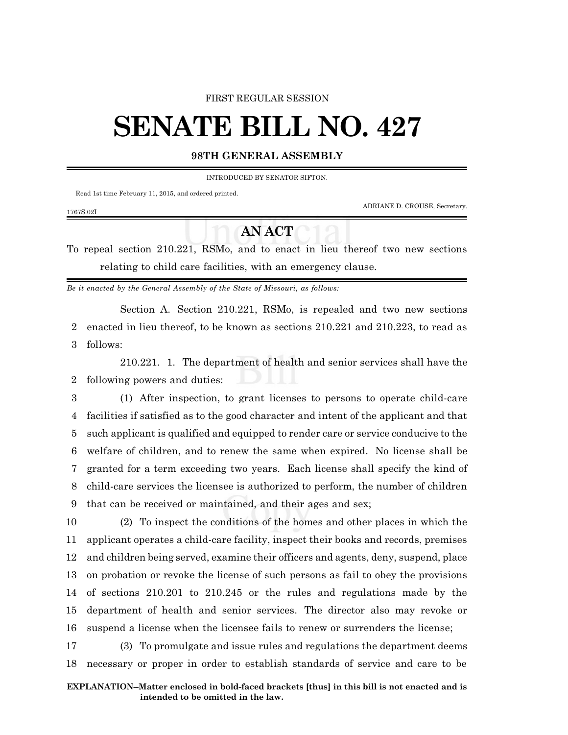FIRST REGULAR SESSION

# SENATE BILL NO. 427

## 98TH GENERAL ASSEMBLY

INTRODUCED BY SENATOR SIFTON.

Read 1st time February 11, 2015, and ordered printed.

ADRIANE D. CROUSE, Secretary.

1767S.02I

## AN ACT

To repeal section 210.221, RSMo, and to enact in lieu thereof two new sections relating to child care facilities, with an emergency clause.

*Be it enacted by the General Assembly of the State of Missouri, as follows:*

Section A. Section 210.221, RSMo, is repealed and two new sections enacted in lieu thereof, to be known as sections 210.221 and 210.223, to read as follows:

210.221. 1. The department of health and senior services shall have the following powers and duties:

(1) After inspection, to grant licenses to persons to operate child-care facilities if satisfied as to the good character and intent of the applicant and that such applicant is qualified and equipped to render care or service conducive to the welfare of children, and to renew the same when expired. No license shall be granted for a term exceeding two years. Each license shall specify the kind of child-care services the licensee is authorized to perform, the number of children that can be received or maintained, and their ages and sex;

(2) To inspect the conditions of the homes and other places in which the applicant operates a child-care facility, inspect their books and records, premises and children being served, examine their officers and agents, deny, suspend, place on probation or revoke the license of such persons as fail to obey the provisions of sections 210.201 to 210.245 or the rules and regulations made by the department of health and senior services. The director also may revoke or suspend a license when the licensee fails to renew or surrenders the license;

(3) To promulgate and issue rules and regulations the department deems necessary or proper in order to establish standards of service and care to be

**EXPLANATION–Matter enclosed in bold-faced brackets [thus] in this bill is not enacted and is intended to be omitted in the law.**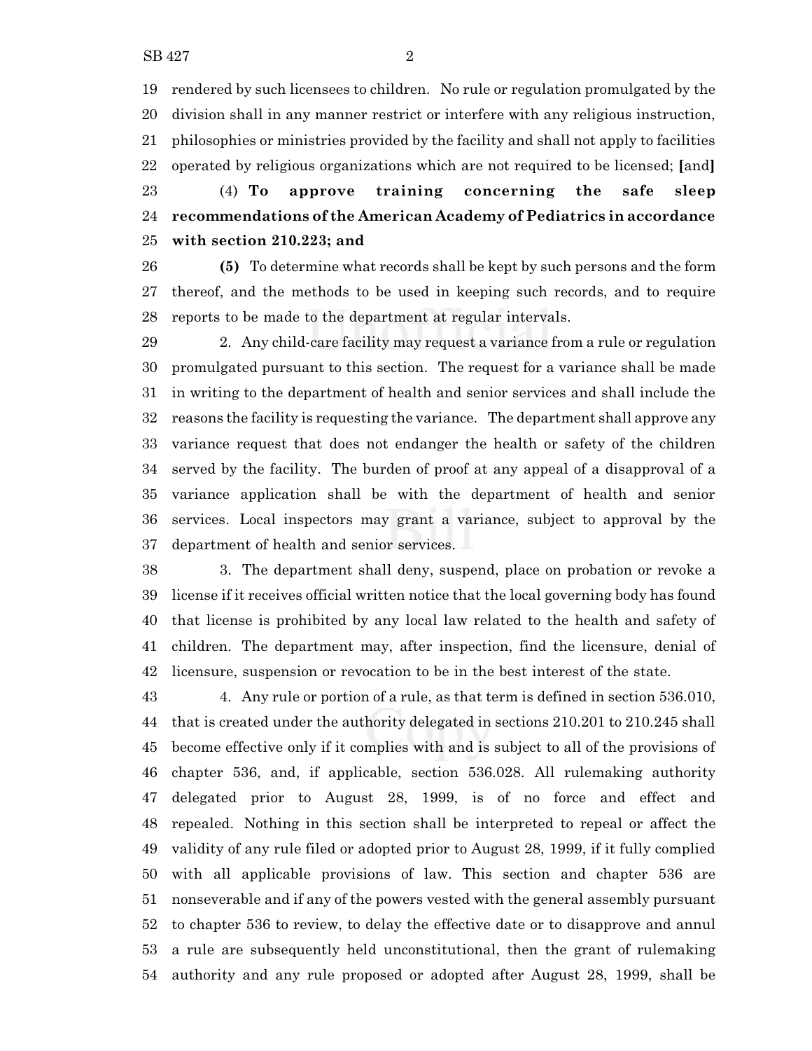rendered by such licensees to children. No rule or regulation promulgated by the division shall in any manner restrict or interfere with any religious instruction, philosophies or ministries provided by the facility and shall not apply to facilities operated by religious organizations which are not required to be licensed; [and]

(4) **To approve training concerning the safe sleep recommendations of the American Academy of Pediatrics in accordance with section 210.223; and**

**(5)** To determine what records shall be kept by such persons and the form thereof, and the methods to be used in keeping such records, and to require reports to be made to the department at regular intervals.

2. Any child-care facility may request a variance from a rule or regulation promulgated pursuant to this section. The request for a variance shall be made in writing to the department of health and senior services and shall include the reasons the facility is requesting the variance. The department shall approve any variance request that does not endanger the health or safety of the children served by the facility. The burden of proof at any appeal of a disapproval of a variance application shall be with the department of health and senior services. Local inspectors may grant a variance, subject to approval by the department of health and senior services.

3. The department shall deny, suspend, place on probation or revoke a license if it receives official written notice that the local governing body has found that license is prohibited by any local law related to the health and safety of children. The department may, after inspection, find the licensure, denial of licensure, suspension or revocation to be in the best interest of the state.

4. Any rule or portion of a rule, as that term is defined in section 536.010, that is created under the authority delegated in sections 210.201 to 210.245 shall become effective only if it complies with and is subject to all of the provisions of chapter 536, and, if applicable, section 536.028. All rulemaking authority delegated prior to August 28, 1999, is of no force and effect and repealed. Nothing in this section shall be interpreted to repeal or affect the validity of any rule filed or adopted prior to August 28, 1999, if it fully complied with all applicable provisions of law. This section and chapter 536 are nonseverable and if any of the powers vested with the general assembly pursuant to chapter 536 to review, to delay the effective date or to disapprove and annul a rule are subsequently held unconstitutional, then the grant of rulemaking authority and any rule proposed or adopted after August 28, 1999, shall be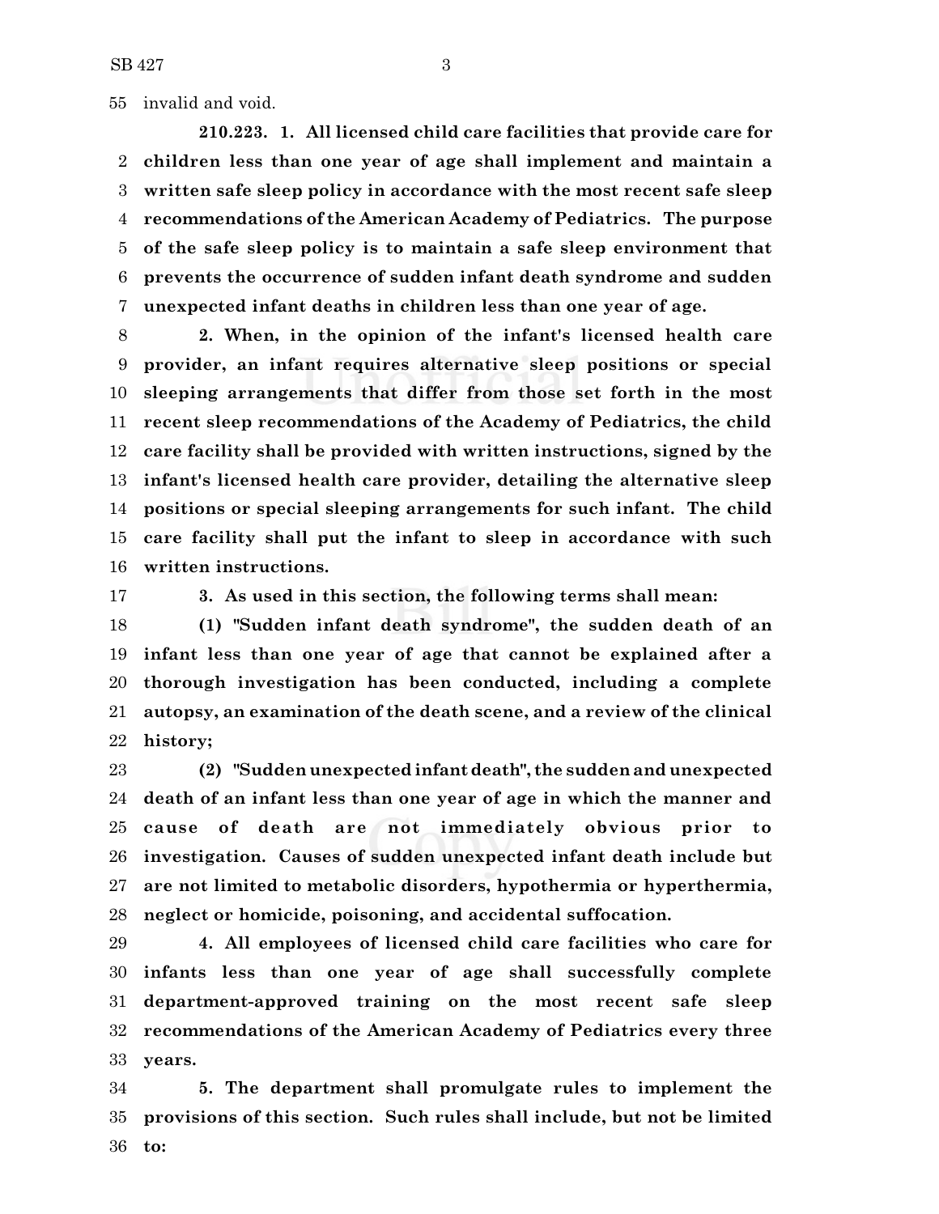invalid and void.

**210.223. 1. All licensed child care facilities that provide care for children less than one year of age shall implement and maintain a written safe sleep policy in accordance with the most recent safe sleep recommendations of the American Academy of Pediatrics. The purpose of the safe sleep policy is to maintain a safe sleep environment that prevents the occurrence of sudden infant death syndrome and sudden unexpected infant deaths in children less than one year of age.**

**2. When, in the opinion of the infant's licensed health care provider, an infant requires alternative sleep positions or special sleeping arrangements that differ from those set forth in the most recent sleep recommendations of the Academy of Pediatrics, the child care facility shall be provided with written instructions, signed by the infant's licensed health care provider, detailing the alternative sleep positions or special sleeping arrangements for such infant. The child care facility shall put the infant to sleep in accordance with such written instructions.**

**3. As used in this section, the following terms shall mean:**

**(1) "Sudden infant death syndrome", the sudden death of an infant less than one year of age that cannot be explained after a thorough investigation has been conducted, including a complete autopsy, an examination of the death scene, and a review of the clinical history;**

**(2) "Sudden unexpected infant death", the sudden and unexpected death of an infant less than one year of age in which the manner and cause of death are not immediately obvious prior to investigation. Causes of sudden unexpected infant death include but are not limited to metabolic disorders, hypothermia or hyperthermia, neglect or homicide, poisoning, and accidental suffocation.**

**4. All employees of licensed child care facilities who care for infants less than one year of age shall successfully complete department-approved training on the most recent safe sleep recommendations of the American Academy of Pediatrics every three years.**

**5. The department shall promulgate rules to implement the provisions of this section. Such rules shall include, but not be limited to:**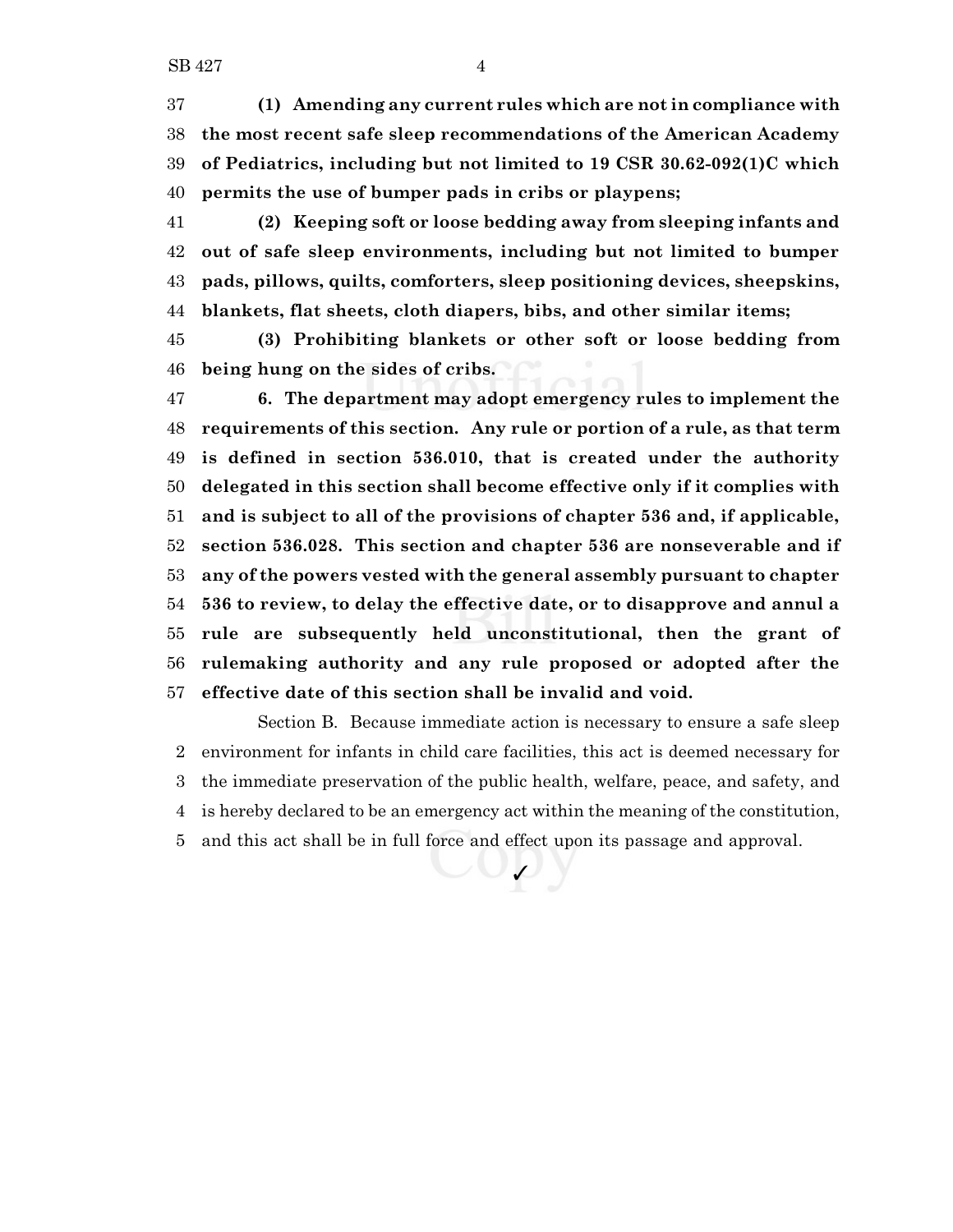**(1) Amending any current rules which are not in compliance with the most recent safe sleep recommendations of the American Academy of Pediatrics, including but not limited to 19 CSR 30.62-092(1)C which permits the use of bumper pads in cribs or playpens;**

**(2) Keeping soft or loose bedding away from sleeping infants and out of safe sleep environments, including but not limited to bumper pads, pillows, quilts, comforters, sleep positioning devices, sheepskins, blankets, flat sheets, cloth diapers, bibs, and other similar items;**

**(3) Prohibiting blankets or other soft or loose bedding from being hung on the sides of cribs.**

**6. The department may adopt emergency rules to implement the requirements of this section. Any rule or portion of a rule, as that term is defined in section 536.010, that is created under the authority delegated in this section shall become effective only if it complies with and is subject to all of the provisions of chapter 536 and, if applicable, section 536.028. This section and chapter 536 are nonseverable and if any of the powers vested with the general assembly pursuant to chapter 536 to review, to delay the effective date, or to disapprove and annul a rule are subsequently held unconstitutional, then the grant of rulemaking authority and any rule proposed or adopted after the effective date of this section shall be invalid and void.**

Section B. Because immediate action is necessary to ensure a safe sleep environment for infants in child care facilities, this act is deemed necessary for the immediate preservation of the public health, welfare, peace, and safety, and is hereby declared to be an emergency act within the meaning of the constitution, and this act shall be in full force and effect upon its passage and approval.

✓